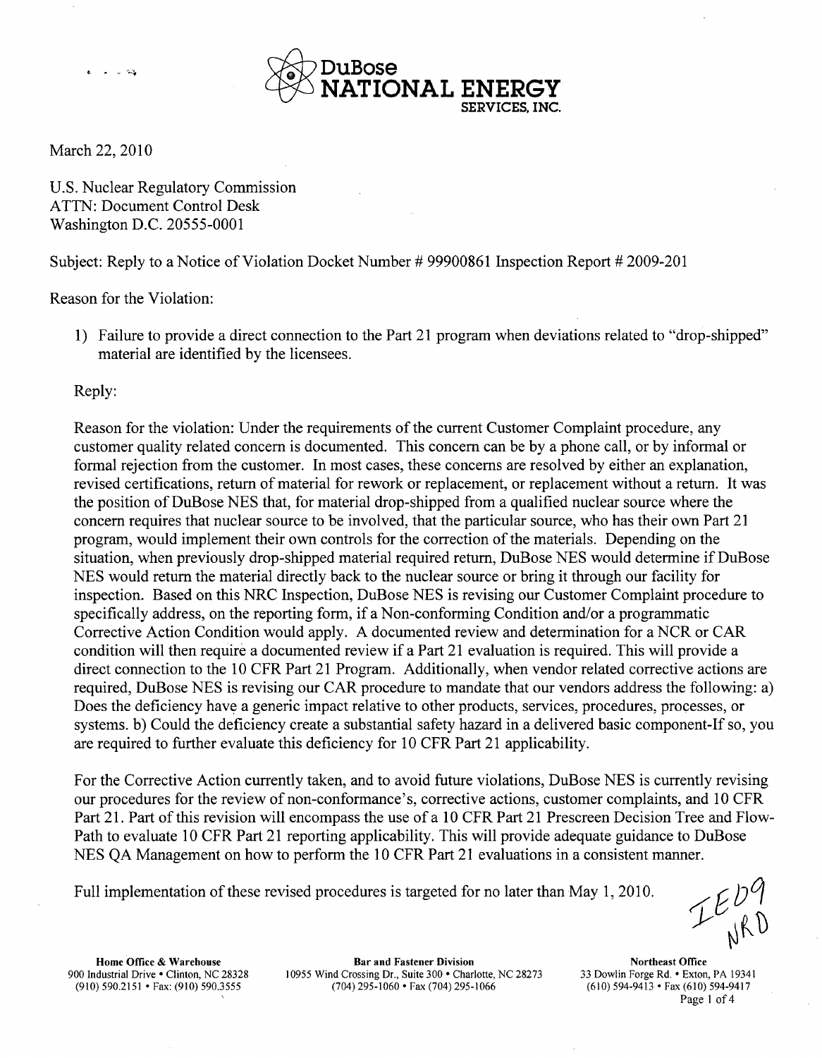# DuBose NATIONAL ENERGY SERVICES, INC.

March 22, 2010

U.S. Nuclear Regulatory Commission
ATTN: Document Control Desk
Washington D.C. 20555-0001

Subject: Reply to a Notice of Violation Docket Number # 99900861 Inspection Report # 2009-201

Reason for the Violation:

1) Failure to provide a direct connection to the Part 21 program when deviations related to "drop-shipped" material are identified by the licensees.

Reply:

Reason for the violation: Under the requirements of the current Customer Complaint procedure, any customer quality related concern is documented. This concern can be by a phone call, or by informal or formal rejection from the customer. In most cases, these concerns are resolved by either an explanation, revised certifications, return of material for rework or replacement, or replacement without a return. It was the position of DuBose NES that, for material drop-shipped from a qualified nuclear source where the concern requires that nuclear source to be involved, that the particular source, who has their own Part 21 program, would implement their own controls for the correction of the materials. Depending on the situation, when previously drop-shipped material required return, DuBose NES would determine if DuBose NES would return the material directly back to the nuclear source or bring it through our facility for inspection. Based on this NRC Inspection, DuBose NES is revising our Customer Complaint procedure to specifically address, on the reporting form, if a Non-conforming Condition and/or a programmatic Corrective Action Condition would apply. A documented review and determination for a NCR or CAR condition will then require a documented review if a Part 21 evaluation is required. This will provide a direct connection to the 10 CFR Part 21 Program. Additionally, when vendor related corrective actions are required, DuBose NES is revising our CAR procedure to mandate that our vendors address the following: a) Does the deficiency have a generic impact relative to other products, services, procedures, processes, or systems. b) Could the deficiency create a substantial safety hazard in a delivered basic component-If so, you are required to further evaluate this deficiency for 10 CFR Part 21 applicability.

For the Corrective Action currently taken, and to avoid future violations, DuBose NES is currently revising our procedures for the review of non-conformance's, corrective actions, customer complaints, and 10 CFR Part 21. Part of this revision will encompass the use of a 10 CFR Part 21 Prescreen Decision Tree and Flow-Path to evaluate 10 CFR Part 21 reporting applicability. This will provide adequate guidance to DuBose NES QA Management on how to perform the 10 CFR Part 21 evaluations in a consistent manner.

Full implementation of these revised procedures is targeted for no later than May 1, 2010.

IE09
NRD

**Home Office & Warehouse**
900 Industrial Drive • Clinton, NC 28328
(910) 590.2151 • Fax: (910) 590.3555

**Bar and Fastener Division**
10955 Wind Crossing Dr., Suite 300 • Charlotte, NC 28273
(704) 295-1060 • Fax (704) 295-1066

**Northeast Office**
33 Dowlin Forge Rd. • Exton, PA 19341
(610) 594-9413 • Fax (610) 594-9417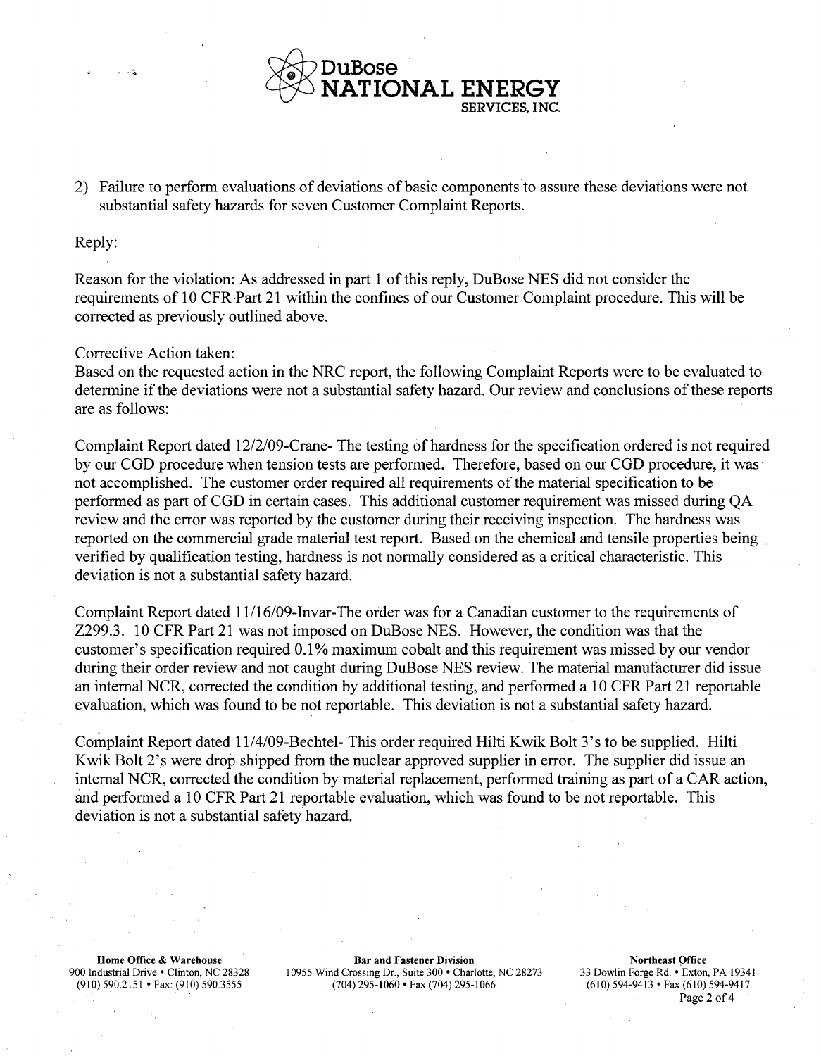2) Failure to perform evaluations of deviations of basic components to assure these deviations were not substantial safety hazards for seven Customer Complaint Reports.

Reply:

Reason for the violation: As addressed in part 1 of this reply, DuBose NES did not consider the requirements of 10 CFR Part 21 within the confines of our Customer Complaint procedure. This will be corrected as previously outlined above.

Corrective Action taken:
Based on the requested action in the NRC report, the following Complaint Reports were to be evaluated to determine if the deviations were not a substantial safety hazard. Our review and conclusions of these reports are as follows:

Complaint Report dated 12/2/09-Crane- The testing of hardness for the specification ordered is not required by our CGD procedure when tension tests are performed. Therefore, based on our CGD procedure, it was not accomplished. The customer order required all requirements of the material specification to be performed as part of CGD in certain cases. This additional customer requirement was missed during QA review and the error was reported by the customer during their receiving inspection. The hardness was reported on the commercial grade material test report. Based on the chemical and tensile properties being verified by qualification testing, hardness is not normally considered as a critical characteristic. This deviation is not a substantial safety hazard.

Complaint Report dated 11/16/09-Invar-The order was for a Canadian customer to the requirements of Z299.3. 10 CFR Part 21 was not imposed on DuBose NES. However, the condition was that the customer's specification required 0.1% maximum cobalt and this requirement was missed by our vendor during their order review and not caught during DuBose NES review. The material manufacturer did issue an internal NCR, corrected the condition by additional testing, and performed a 10 CFR Part 21 reportable evaluation, which was found to be not reportable. This deviation is not a substantial safety hazard.

Complaint Report dated 11/4/09-Bechtel- This order required Hilti Kwik Bolt 3's to be supplied. Hilti Kwik Bolt 2's were drop shipped from the nuclear approved supplier in error. The supplier did issue an internal NCR, corrected the condition by material replacement, performed training as part of a CAR action, and performed a 10 CFR Part 21 reportable evaluation, which was found to be not reportable. This deviation is not a substantial safety hazard.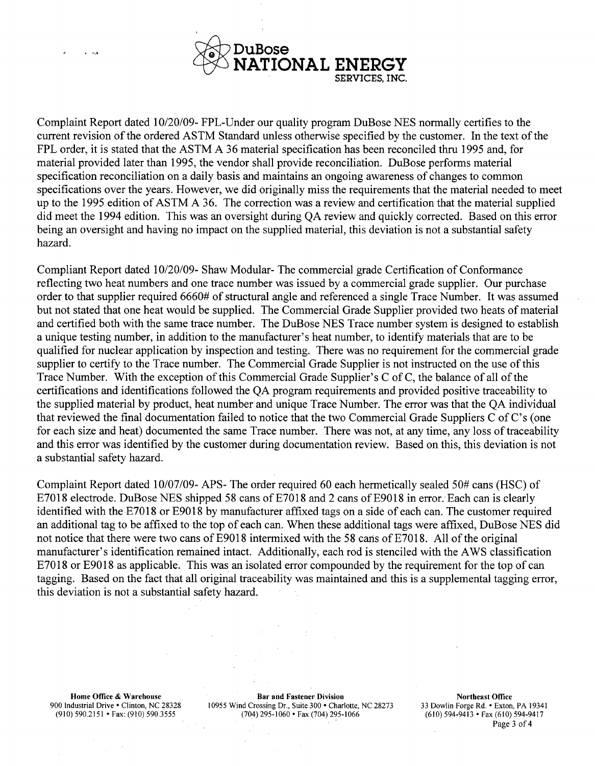Complaint Report dated 10/20/09- FPL-Under our quality program DuBose NES normally certifies to the current revision of the ordered ASTM Standard unless otherwise specified by the customer. In the text of the FPL order, it is stated that the ASTM A 36 material specification has been reconciled thru 1995 and, for material provided later than 1995, the vendor shall provide reconciliation. DuBose performs material specification reconciliation on a daily basis and maintains an ongoing awareness of changes to common specifications over the years. However, we did originally miss the requirements that the material needed to meet up to the 1995 edition of ASTM A 36. The correction was a review and certification that the material supplied did meet the 1994 edition. This was an oversight during QA review and quickly corrected. Based on this error being an oversight and having no impact on the supplied material, this deviation is not a substantial safety hazard.

Compliant Report dated 10/20/09- Shaw Modular- The commercial grade Certification of Conformance reflecting two heat numbers and one trace number was issued by a commercial grade supplier. Our purchase order to that supplier required 6660# of structural angle and referenced a single Trace Number. It was assumed but not stated that one heat would be supplied. The Commercial Grade Supplier provided two heats of material and certified both with the same trace number. The DuBose NES Trace number system is designed to establish a unique testing number, in addition to the manufacturer's heat number, to identify materials that are to be qualified for nuclear application by inspection and testing. There was no requirement for the commercial grade supplier to certify to the Trace number. The Commercial Grade Supplier is not instructed on the use of this Trace Number. With the exception of this Commercial Grade Supplier's C of C, the balance of all of the certifications and identifications followed the QA program requirements and provided positive traceability to the supplied material by product, heat number and unique Trace Number. The error was that the QA individual that reviewed the final documentation failed to notice that the two Commercial Grade Suppliers C of C's (one for each size and heat) documented the same Trace number. There was not, at any time, any loss of traceability and this error was identified by the customer during documentation review. Based on this, this deviation is not a substantial safety hazard.

Complaint Report dated 10/07/09- APS- The order required 60 each hermetically sealed 50# cans (HSC) of E7018 electrode. DuBose NES shipped 58 cans of E7018 and 2 cans of E9018 in error. Each can is clearly identified with the E7018 or E9018 by manufacturer affixed tags on a side of each can. The customer required an additional tag to be affixed to the top of each can. When these additional tags were affixed, DuBose NES did not notice that there were two cans of E9018 intermixed with the 58 cans of E7018. All of the original manufacturer's identification remained intact. Additionally, each rod is stenciled with the AWS classification E7018 or E9018 as applicable. This was an isolated error compounded by the requirement for the top of can tagging. Based on the fact that all original traceability was maintained and this is a supplemental tagging error, this deviation is not a substantial safety hazard.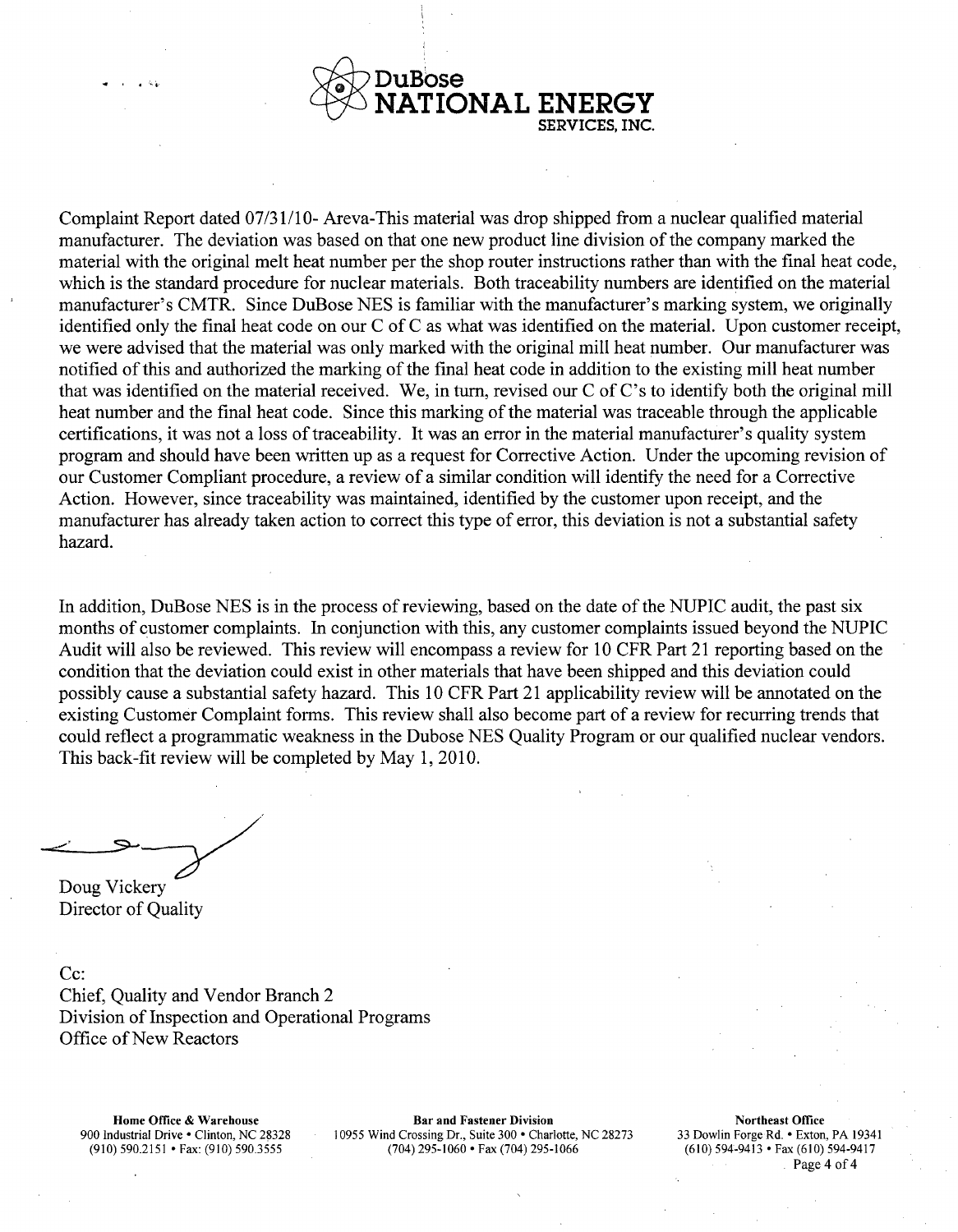DuBose
**NATIONAL ENERGY**
SERVICES, INC.

Complaint Report dated 07/31/10- Areva-This material was drop shipped from a nuclear qualified material manufacturer. The deviation was based on that one new product line division of the company marked the material with the original melt heat number per the shop router instructions rather than with the final heat code, which is the standard procedure for nuclear materials. Both traceability numbers are identified on the material manufacturer's CMTR. Since DuBose NES is familiar with the manufacturer's marking system, we originally identified only the final heat code on our C of C as what was identified on the material. Upon customer receipt, we were advised that the material was only marked with the original mill heat number. Our manufacturer was notified of this and authorized the marking of the final heat code in addition to the existing mill heat number that was identified on the material received. We, in turn, revised our C of C's to identify both the original mill heat number and the final heat code. Since this marking of the material was traceable through the applicable certifications, it was not a loss of traceability. It was an error in the material manufacturer's quality system program and should have been written up as a request for Corrective Action. Under the upcoming revision of our Customer Compliant procedure, a review of a similar condition will identify the need for a Corrective Action. However, since traceability was maintained, identified by the customer upon receipt, and the manufacturer has already taken action to correct this type of error, this deviation is not a substantial safety hazard.

In addition, DuBose NES is in the process of reviewing, based on the date of the NUPIC audit, the past six months of customer complaints. In conjunction with this, any customer complaints issued beyond the NUPIC Audit will also be reviewed. This review will encompass a review for 10 CFR Part 21 reporting based on the condition that the deviation could exist in other materials that have been shipped and this deviation could possibly cause a substantial safety hazard. This 10 CFR Part 21 applicability review will be annotated on the existing Customer Complaint forms. This review shall also become part of a review for recurring trends that could reflect a programmatic weakness in the Dubose NES Quality Program or our qualified nuclear vendors. This back-fit review will be completed by May 1, 2010.

Doug Vickery
Director of Quality

Cc:
Chief, Quality and Vendor Branch 2
Division of Inspection and Operational Programs
Office of New Reactors

**Home Office & Warehouse**
900 Industrial Drive • Clinton, NC 28328
(910) 590.2151 • Fax: (910) 590.3555

**Bar and Fastener Division**
10955 Wind Crossing Dr., Suite 300 • Charlotte, NC 28273
(704) 295-1060 • Fax (704) 295-1066

**Northeast Office**
33 Dowlin Forge Rd. • Exton, PA 19341
(610) 594-9413 • Fax (610) 594-9417